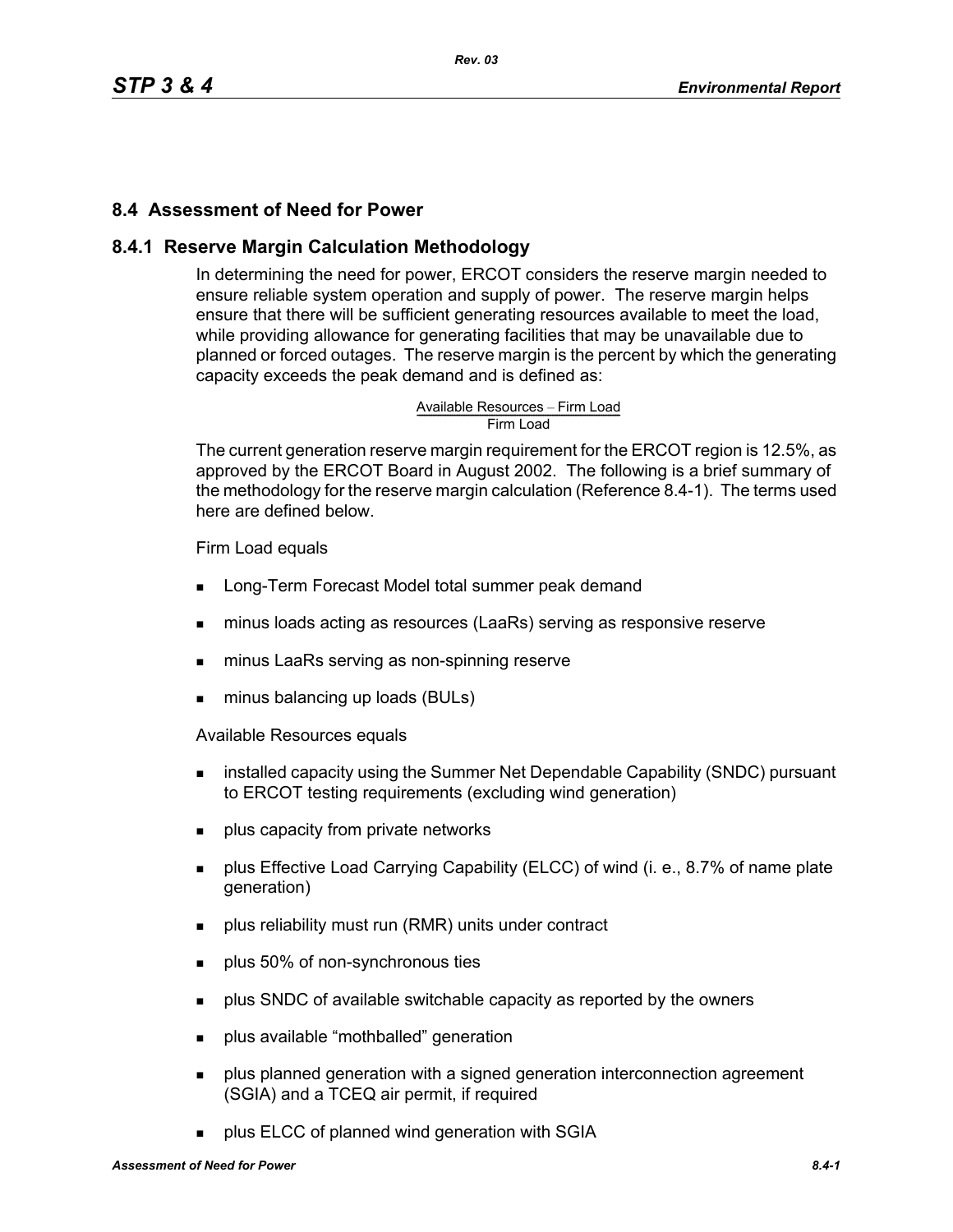## 8.4 Assessment of Need for Power

### 8.4.1 Reserve Margin Calculation Methodology

In determining the need for power, ERCOT considers the reserve margin needed to ensure reliable system operation and supply of power. The reserve margin helps ensure that there will be sufficient generating resources available to meet the load, while providing allowance for generating facilities that may be unavailable due to planned or forced outages. The reserve margin is the percent by which the generating capacity exceeds the peak demand and is defined as:

$$\frac{\text{Available Resources} - \text{Firm Load}}{\text{Firm Load}}$$

The current generation reserve margin requirement for the ERCOT region is 12.5%, as approved by the ERCOT Board in August 2002. The following is a brief summary of the methodology for the reserve margin calculation (Reference 8.4-1). The terms used here are defined below.

Firm Load equals

- Long-Term Forecast Model total summer peak demand
- minus loads acting as resources (LaaRs) serving as responsive reserve
- minus LaaRs serving as non-spinning reserve
- minus balancing up loads (BULs)

Available Resources equals

- installed capacity using the Summer Net Dependable Capability (SNDC) pursuant to ERCOT testing requirements (excluding wind generation)
- plus capacity from private networks
- plus Effective Load Carrying Capability (ELCC) of wind (i. e., 8.7% of name plate generation)
- plus reliability must run (RMR) units under contract
- plus 50% of non-synchronous ties
- plus SNDC of available switchable capacity as reported by the owners
- plus available "mothballed" generation
- plus planned generation with a signed generation interconnection agreement (SGIA) and a TCEQ air permit, if required
- plus ELCC of planned wind generation with SGIA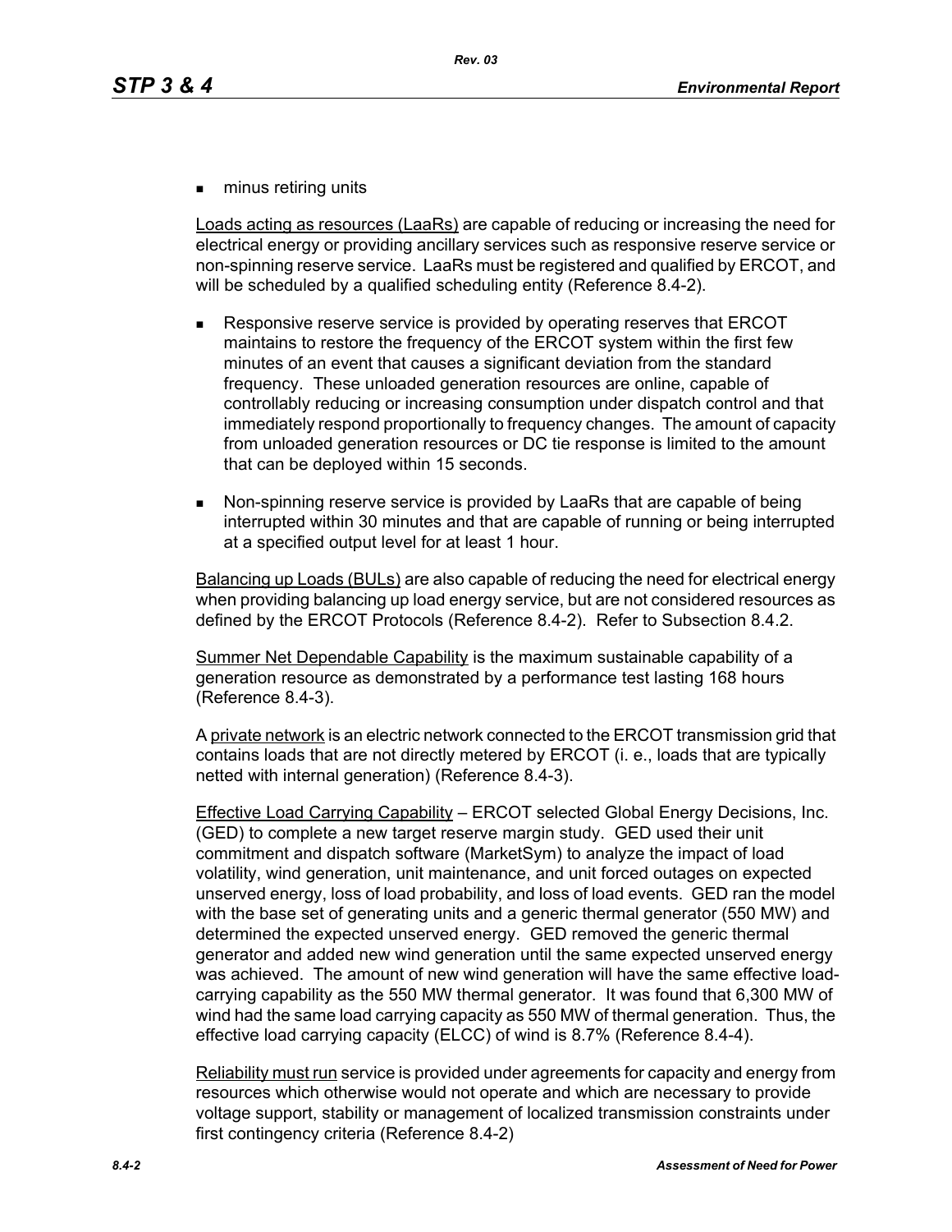- minus retiring units

Loads acting as resources (LaaRs) are capable of reducing or increasing the need for electrical energy or providing ancillary services such as responsive reserve service or non-spinning reserve service. LaaRs must be registered and qualified by ERCOT, and will be scheduled by a qualified scheduling entity (Reference 8.4-2).

- Responsive reserve service is provided by operating reserves that ERCOT maintains to restore the frequency of the ERCOT system within the first few minutes of an event that causes a significant deviation from the standard frequency. These unloaded generation resources are online, capable of controllably reducing or increasing consumption under dispatch control and that immediately respond proportionally to frequency changes. The amount of capacity from unloaded generation resources or DC tie response is limited to the amount that can be deployed within 15 seconds.
- Non-spinning reserve service is provided by LaaRs that are capable of being interrupted within 30 minutes and that are capable of running or being interrupted at a specified output level for at least 1 hour.

Balancing up Loads (BULs) are also capable of reducing the need for electrical energy when providing balancing up load energy service, but are not considered resources as defined by the ERCOT Protocols (Reference 8.4-2). Refer to Subsection 8.4.2.

Summer Net Dependable Capability is the maximum sustainable capability of a generation resource as demonstrated by a performance test lasting 168 hours (Reference 8.4-3).

A private network is an electric network connected to the ERCOT transmission grid that contains loads that are not directly metered by ERCOT (i. e., loads that are typically netted with internal generation) (Reference 8.4-3).

Effective Load Carrying Capability – ERCOT selected Global Energy Decisions, Inc. (GED) to complete a new target reserve margin study. GED used their unit commitment and dispatch software (MarketSym) to analyze the impact of load volatility, wind generation, unit maintenance, and unit forced outages on expected unserved energy, loss of load probability, and loss of load events. GED ran the model with the base set of generating units and a generic thermal generator (550 MW) and determined the expected unserved energy. GED removed the generic thermal generator and added new wind generation until the same expected unserved energy was achieved. The amount of new wind generation will have the same effective load-carrying capability as the 550 MW thermal generator. It was found that 6,300 MW of wind had the same load carrying capacity as 550 MW of thermal generation. Thus, the effective load carrying capacity (ELCC) of wind is 8.7% (Reference 8.4-4).

Reliability must run service is provided under agreements for capacity and energy from resources which otherwise would not operate and which are necessary to provide voltage support, stability or management of localized transmission constraints under first contingency criteria (Reference 8.4-2)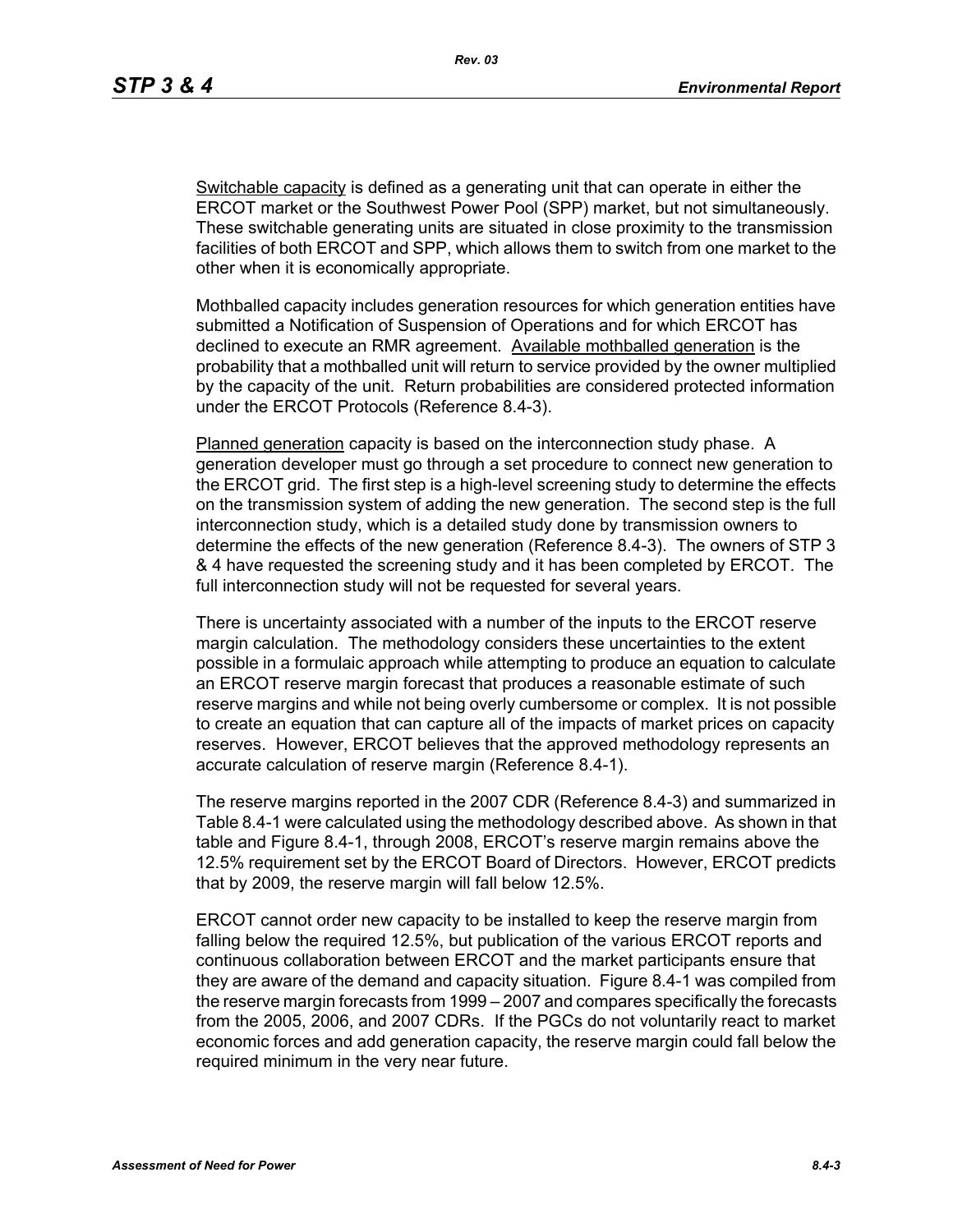Switchable capacity is defined as a generating unit that can operate in either the ERCOT market or the Southwest Power Pool (SPP) market, but not simultaneously. These switchable generating units are situated in close proximity to the transmission facilities of both ERCOT and SPP, which allows them to switch from one market to the other when it is economically appropriate.

Mothballed capacity includes generation resources for which generation entities have submitted a Notification of Suspension of Operations and for which ERCOT has declined to execute an RMR agreement. Available mothballed generation is the probability that a mothballed unit will return to service provided by the owner multiplied by the capacity of the unit. Return probabilities are considered protected information under the ERCOT Protocols (Reference 8.4-3).

Planned generation capacity is based on the interconnection study phase. A generation developer must go through a set procedure to connect new generation to the ERCOT grid. The first step is a high-level screening study to determine the effects on the transmission system of adding the new generation. The second step is the full interconnection study, which is a detailed study done by transmission owners to determine the effects of the new generation (Reference 8.4-3). The owners of STP 3 & 4 have requested the screening study and it has been completed by ERCOT. The full interconnection study will not be requested for several years.

There is uncertainty associated with a number of the inputs to the ERCOT reserve margin calculation. The methodology considers these uncertainties to the extent possible in a formulaic approach while attempting to produce an equation to calculate an ERCOT reserve margin forecast that produces a reasonable estimate of such reserve margins and while not being overly cumbersome or complex. It is not possible to create an equation that can capture all of the impacts of market prices on capacity reserves. However, ERCOT believes that the approved methodology represents an accurate calculation of reserve margin (Reference 8.4-1).

The reserve margins reported in the 2007 CDR (Reference 8.4-3) and summarized in Table 8.4-1 were calculated using the methodology described above. As shown in that table and Figure 8.4-1, through 2008, ERCOT's reserve margin remains above the 12.5% requirement set by the ERCOT Board of Directors. However, ERCOT predicts that by 2009, the reserve margin will fall below 12.5%.

ERCOT cannot order new capacity to be installed to keep the reserve margin from falling below the required 12.5%, but publication of the various ERCOT reports and continuous collaboration between ERCOT and the market participants ensure that they are aware of the demand and capacity situation. Figure 8.4-1 was compiled from the reserve margin forecasts from 1999 – 2007 and compares specifically the forecasts from the 2005, 2006, and 2007 CDRs. If the PGCs do not voluntarily react to market economic forces and add generation capacity, the reserve margin could fall below the required minimum in the very near future.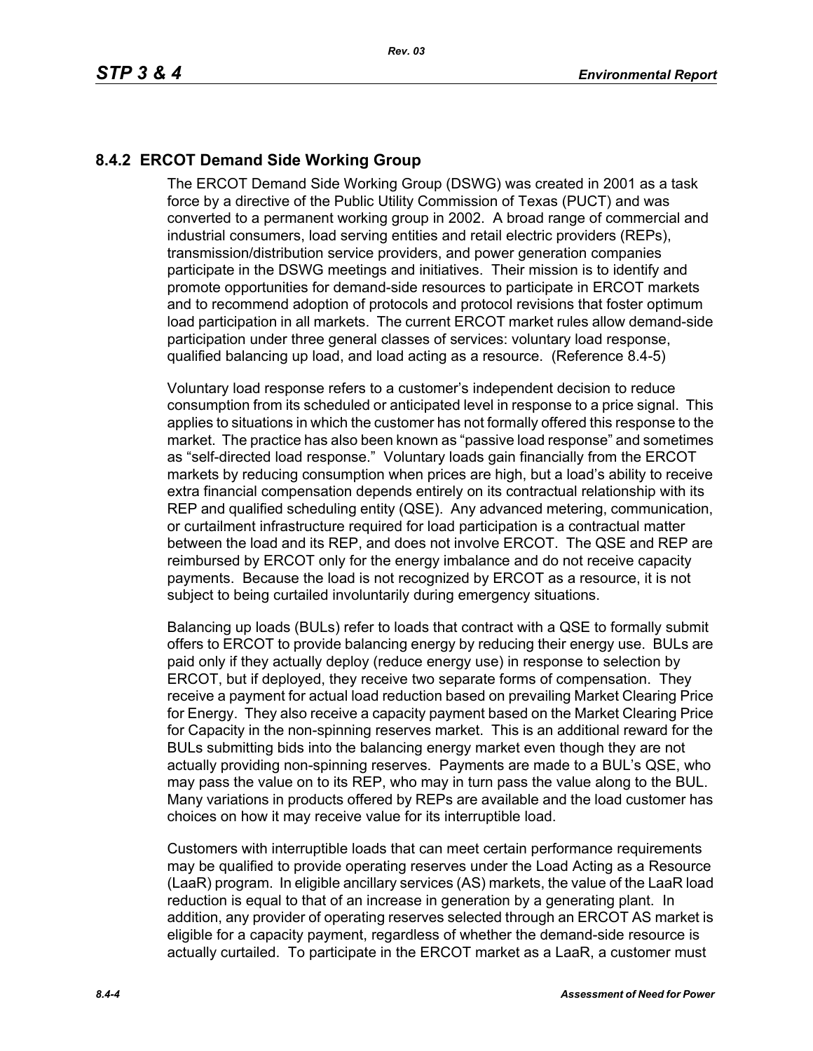## 8.4.2 ERCOT Demand Side Working Group

The ERCOT Demand Side Working Group (DSWG) was created in 2001 as a task force by a directive of the Public Utility Commission of Texas (PUCT) and was converted to a permanent working group in 2002. A broad range of commercial and industrial consumers, load serving entities and retail electric providers (REPs), transmission/distribution service providers, and power generation companies participate in the DSWG meetings and initiatives. Their mission is to identify and promote opportunities for demand-side resources to participate in ERCOT markets and to recommend adoption of protocols and protocol revisions that foster optimum load participation in all markets. The current ERCOT market rules allow demand-side participation under three general classes of services: voluntary load response, qualified balancing up load, and load acting as a resource. (Reference 8.4-5)

Voluntary load response refers to a customer's independent decision to reduce consumption from its scheduled or anticipated level in response to a price signal. This applies to situations in which the customer has not formally offered this response to the market. The practice has also been known as "passive load response" and sometimes as "self-directed load response." Voluntary loads gain financially from the ERCOT markets by reducing consumption when prices are high, but a load's ability to receive extra financial compensation depends entirely on its contractual relationship with its REP and qualified scheduling entity (QSE). Any advanced metering, communication, or curtailment infrastructure required for load participation is a contractual matter between the load and its REP, and does not involve ERCOT. The QSE and REP are reimbursed by ERCOT only for the energy imbalance and do not receive capacity payments. Because the load is not recognized by ERCOT as a resource, it is not subject to being curtailed involuntarily during emergency situations.

Balancing up loads (BULs) refer to loads that contract with a QSE to formally submit offers to ERCOT to provide balancing energy by reducing their energy use. BULs are paid only if they actually deploy (reduce energy use) in response to selection by ERCOT, but if deployed, they receive two separate forms of compensation. They receive a payment for actual load reduction based on prevailing Market Clearing Price for Energy. They also receive a capacity payment based on the Market Clearing Price for Capacity in the non-spinning reserves market. This is an additional reward for the BULs submitting bids into the balancing energy market even though they are not actually providing non-spinning reserves. Payments are made to a BUL's QSE, who may pass the value on to its REP, who may in turn pass the value along to the BUL. Many variations in products offered by REPs are available and the load customer has choices on how it may receive value for its interruptible load.

Customers with interruptible loads that can meet certain performance requirements may be qualified to provide operating reserves under the Load Acting as a Resource (LaaR) program. In eligible ancillary services (AS) markets, the value of the LaaR load reduction is equal to that of an increase in generation by a generating plant. In addition, any provider of operating reserves selected through an ERCOT AS market is eligible for a capacity payment, regardless of whether the demand-side resource is actually curtailed. To participate in the ERCOT market as a LaaR, a customer must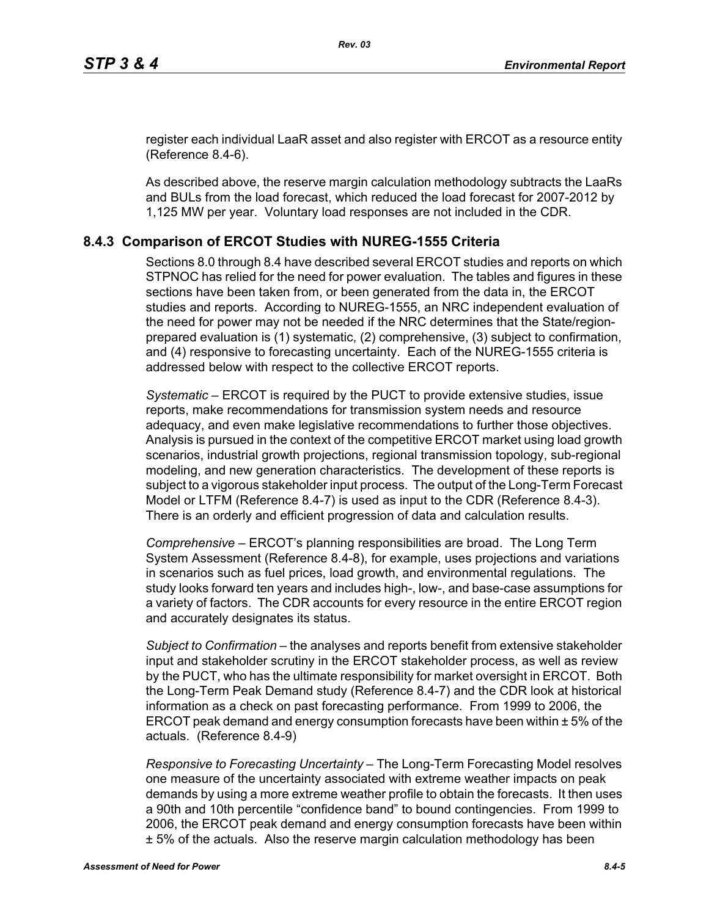register each individual LaaR asset and also register with ERCOT as a resource entity (Reference 8.4-6).

As described above, the reserve margin calculation methodology subtracts the LaaRs and BULs from the load forecast, which reduced the load forecast for 2007-2012 by 1,125 MW per year. Voluntary load responses are not included in the CDR.

### 8.4.3 Comparison of ERCOT Studies with NUREG-1555 Criteria

Sections 8.0 through 8.4 have described several ERCOT studies and reports on which STPNOC has relied for the need for power evaluation. The tables and figures in these sections have been taken from, or been generated from the data in, the ERCOT studies and reports. According to NUREG-1555, an NRC independent evaluation of the need for power may not be needed if the NRC determines that the State/region-prepared evaluation is (1) systematic, (2) comprehensive, (3) subject to confirmation, and (4) responsive to forecasting uncertainty. Each of the NUREG-1555 criteria is addressed below with respect to the collective ERCOT reports.

*Systematic* – ERCOT is required by the PUCT to provide extensive studies, issue reports, make recommendations for transmission system needs and resource adequacy, and even make legislative recommendations to further those objectives. Analysis is pursued in the context of the competitive ERCOT market using load growth scenarios, industrial growth projections, regional transmission topology, sub-regional modeling, and new generation characteristics. The development of these reports is subject to a vigorous stakeholder input process. The output of the Long-Term Forecast Model or LTFM (Reference 8.4-7) is used as input to the CDR (Reference 8.4-3). There is an orderly and efficient progression of data and calculation results.

*Comprehensive* – ERCOT's planning responsibilities are broad. The Long Term System Assessment (Reference 8.4-8), for example, uses projections and variations in scenarios such as fuel prices, load growth, and environmental regulations. The study looks forward ten years and includes high-, low-, and base-case assumptions for a variety of factors. The CDR accounts for every resource in the entire ERCOT region and accurately designates its status.

*Subject to Confirmation* – the analyses and reports benefit from extensive stakeholder input and stakeholder scrutiny in the ERCOT stakeholder process, as well as review by the PUCT, who has the ultimate responsibility for market oversight in ERCOT. Both the Long-Term Peak Demand study (Reference 8.4-7) and the CDR look at historical information as a check on past forecasting performance. From 1999 to 2006, the ERCOT peak demand and energy consumption forecasts have been within ± 5% of the actuals. (Reference 8.4-9)

*Responsive to Forecasting Uncertainty* – The Long-Term Forecasting Model resolves one measure of the uncertainty associated with extreme weather impacts on peak demands by using a more extreme weather profile to obtain the forecasts. It then uses a 90th and 10th percentile "confidence band" to bound contingencies. From 1999 to 2006, the ERCOT peak demand and energy consumption forecasts have been within ± 5% of the actuals. Also the reserve margin calculation methodology has been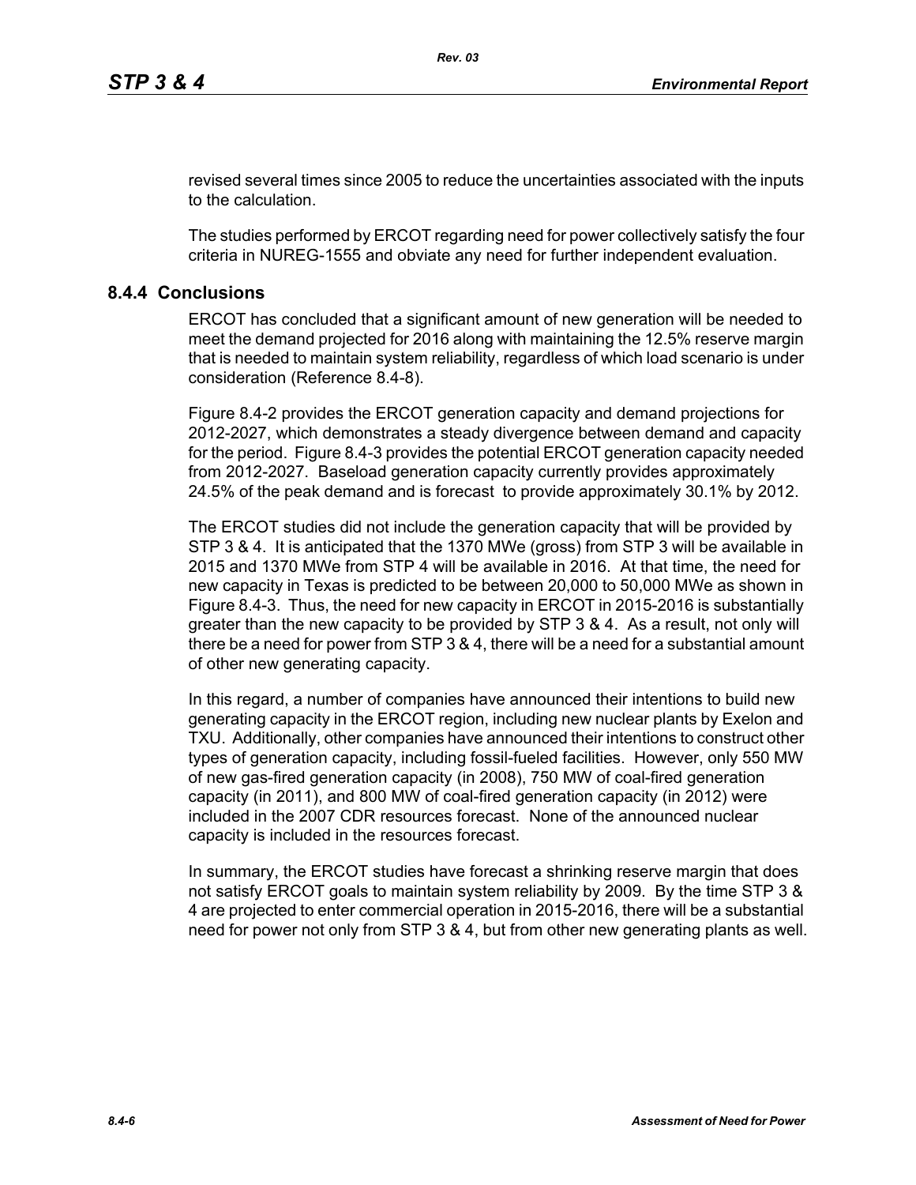revised several times since 2005 to reduce the uncertainties associated with the inputs to the calculation.

The studies performed by ERCOT regarding need for power collectively satisfy the four criteria in NUREG-1555 and obviate any need for further independent evaluation.

## 8.4.4 Conclusions

ERCOT has concluded that a significant amount of new generation will be needed to meet the demand projected for 2016 along with maintaining the 12.5% reserve margin that is needed to maintain system reliability, regardless of which load scenario is under consideration (Reference 8.4-8).

Figure 8.4-2 provides the ERCOT generation capacity and demand projections for 2012-2027, which demonstrates a steady divergence between demand and capacity for the period. Figure 8.4-3 provides the potential ERCOT generation capacity needed from 2012-2027. Baseload generation capacity currently provides approximately 24.5% of the peak demand and is forecast to provide approximately 30.1% by 2012.

The ERCOT studies did not include the generation capacity that will be provided by STP 3 & 4. It is anticipated that the 1370 MWe (gross) from STP 3 will be available in 2015 and 1370 MWe from STP 4 will be available in 2016. At that time, the need for new capacity in Texas is predicted to be between 20,000 to 50,000 MWe as shown in Figure 8.4-3. Thus, the need for new capacity in ERCOT in 2015-2016 is substantially greater than the new capacity to be provided by STP 3 & 4. As a result, not only will there be a need for power from STP 3 & 4, there will be a need for a substantial amount of other new generating capacity.

In this regard, a number of companies have announced their intentions to build new generating capacity in the ERCOT region, including new nuclear plants by Exelon and TXU. Additionally, other companies have announced their intentions to construct other types of generation capacity, including fossil-fueled facilities. However, only 550 MW of new gas-fired generation capacity (in 2008), 750 MW of coal-fired generation capacity (in 2011), and 800 MW of coal-fired generation capacity (in 2012) were included in the 2007 CDR resources forecast. None of the announced nuclear capacity is included in the resources forecast.

In summary, the ERCOT studies have forecast a shrinking reserve margin that does not satisfy ERCOT goals to maintain system reliability by 2009. By the time STP 3 & 4 are projected to enter commercial operation in 2015-2016, there will be a substantial need for power not only from STP 3 & 4, but from other new generating plants as well.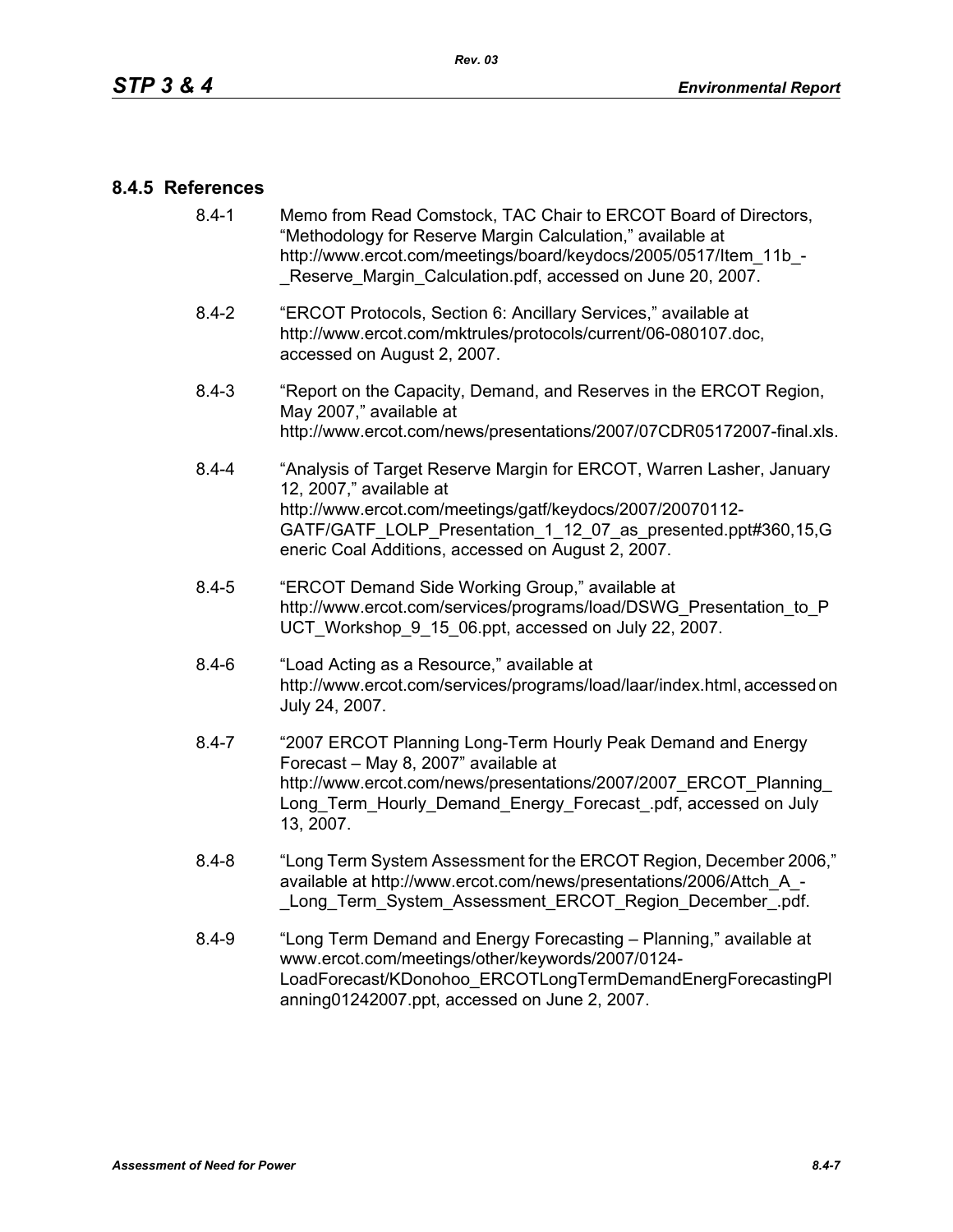### 8.4.5 References

8.4-1 Memo from Read Comstock, TAC Chair to ERCOT Board of Directors, “Methodology for Reserve Margin Calculation,” available at http://www.ercot.com/meetings/board/keydocs/2005/0517/Item_11b_-_Reserve_Margin_Calculation.pdf, accessed on June 20, 2007.

8.4-2 “ERCOT Protocols, Section 6: Ancillary Services,” available at http://www.ercot.com/mktrules/protocols/current/06-080107.doc, accessed on August 2, 2007.

8.4-3 “Report on the Capacity, Demand, and Reserves in the ERCOT Region, May 2007,” available at http://www.ercot.com/news/presentations/2007/07CDR05172007-final.xls.

8.4-4 “Analysis of Target Reserve Margin for ERCOT, Warren Lasher, January 12, 2007,” available at http://www.ercot.com/meetings/gatf/keydocs/2007/20070112-GATF/GATF_LOLP_Presentation_1_12_07_as_presented.ppt#360,15,Generic Coal Additions, accessed on August 2, 2007.

8.4-5 “ERCOT Demand Side Working Group,” available at http://www.ercot.com/services/programs/load/DSWG_Presentation_to_PUCT_Workshop_9_15_06.ppt, accessed on July 22, 2007.

8.4-6 “Load Acting as a Resource,” available at http://www.ercot.com/services/programs/load/laar/index.html, accessed on July 24, 2007.

8.4-7 “2007 ERCOT Planning Long-Term Hourly Peak Demand and Energy Forecast – May 8, 2007” available at http://www.ercot.com/news/presentations/2007/2007_ERCOT_Planning_Long_Term_Hourly_Demand_Energy_Forecast_.pdf, accessed on July 13, 2007.

8.4-8 “Long Term System Assessment for the ERCOT Region, December 2006,” available at http://www.ercot.com/news/presentations/2006/Attch_A_-_Long_Term_System_Assessment_ERCOT_Region_December_.pdf.

8.4-9 “Long Term Demand and Energy Forecasting – Planning,” available at www.ercot.com/meetings/other/keywords/2007/0124-LoadForecast/KDonohoo_ERCOTLongTermDemandEnergForecastingPlanning01242007.ppt, accessed on June 2, 2007.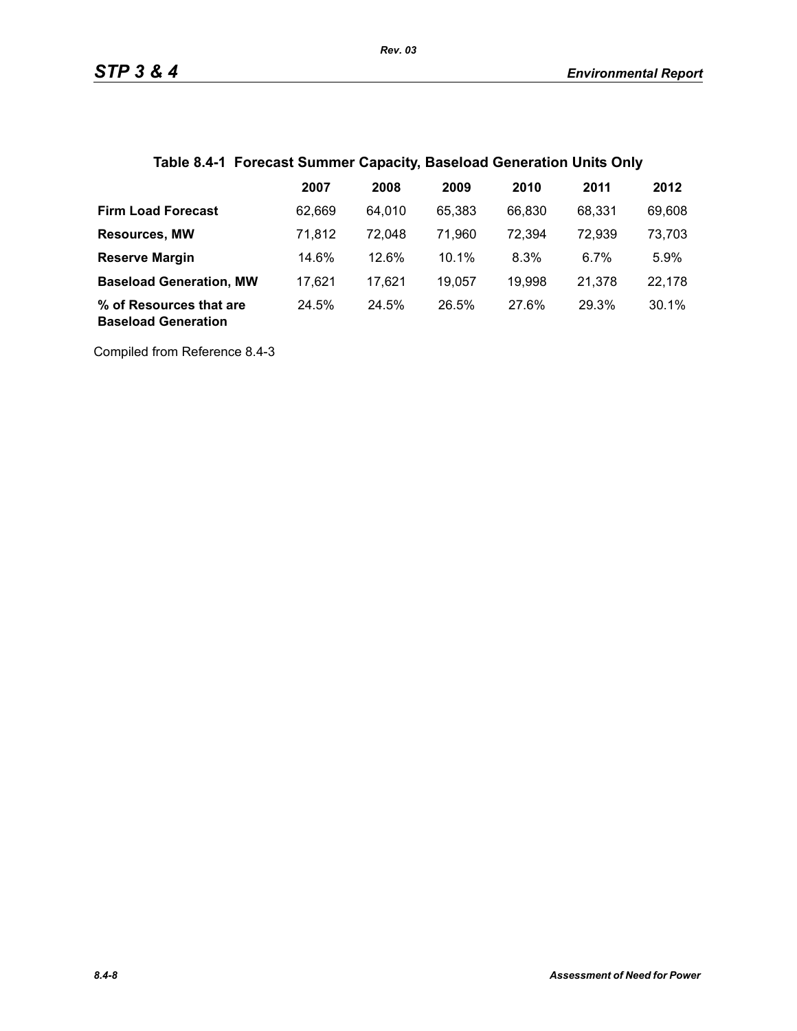**Table 8.4-1 Forecast Summer Capacity, Baseload Generation Units Only**

| | 2007 | 2008 | 2009 | 2010 | 2011 | 2012 |
|---|---|---|---|---|---|---|
| **Firm Load Forecast** | 62,669 | 64,010 | 65,383 | 66,830 | 68,331 | 69,608 |
| **Resources, MW** | 71,812 | 72,048 | 71,960 | 72,394 | 72,939 | 73,703 |
| **Reserve Margin** | 14.6% | 12.6% | 10.1% | 8.3% | 6.7% | 5.9% |
| **Baseload Generation, MW** | 17,621 | 17,621 | 19,057 | 19,998 | 21,378 | 22,178 |
| **% of Resources that are Baseload Generation** | 24.5% | 24.5% | 26.5% | 27.6% | 29.3% | 30.1% |

Compiled from Reference 8.4-3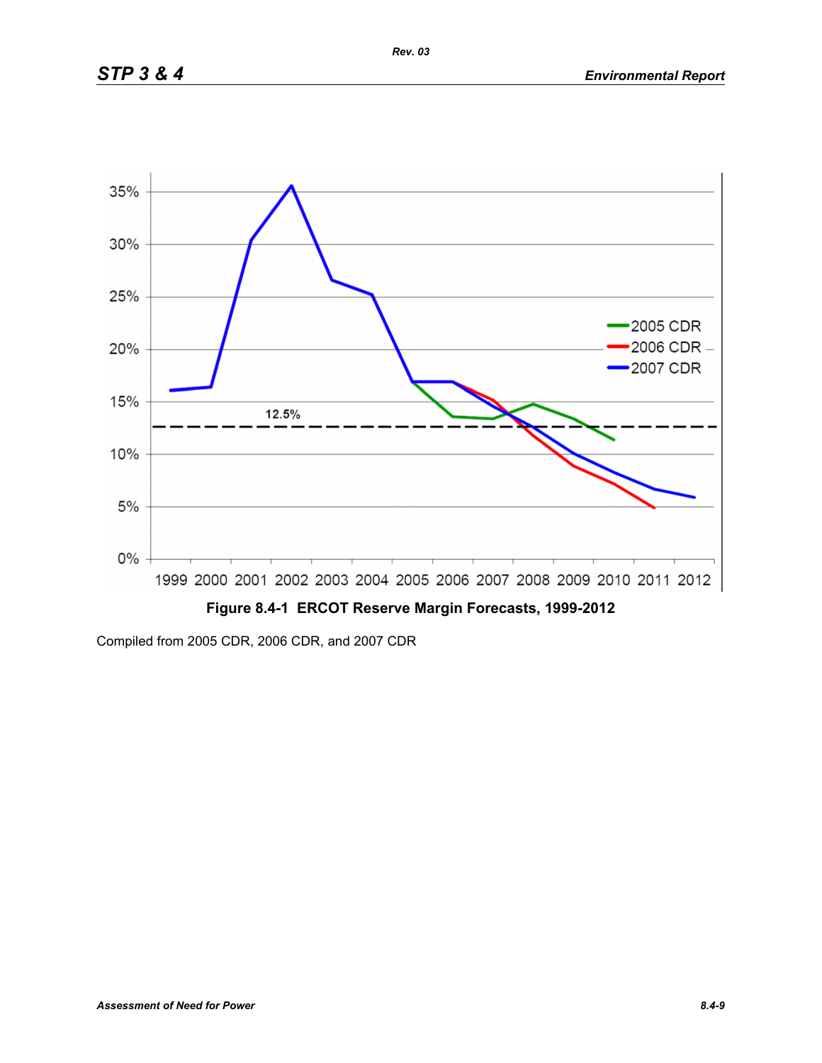**Figure 8.4-1 ERCOT Reserve Margin Forecasts, 1999-2012**

Compiled from 2005 CDR, 2006 CDR, and 2007 CDR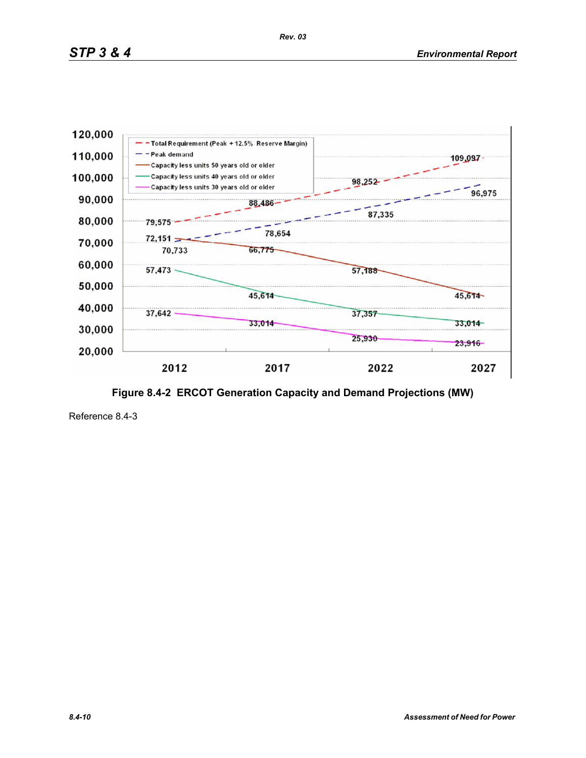| Series | 2012 | 2017 | 2022 | 2027 |
|---|---|---|---|---|
| Total Requirement (Peak + 12.5% Reserve Margin) | 79,575 | 88,486 | 98,252 | 109,097 |
| Peak demand | 70,733 | 78,654 | 87,335 | 96,975 |
| Capacity less units 50 years old or older | 72,151 | 66,775 | 57,188 | 45,614 |
| Capacity less units 40 years old or older | 57,473 | 45,614 | 37,357 | 33,014 |
| Capacity less units 30 years old or older | 37,642 | 33,014 | 25,930 | 23,916 |

**Figure 8.4-2 ERCOT Generation Capacity and Demand Projections (MW)**

Reference 8.4-3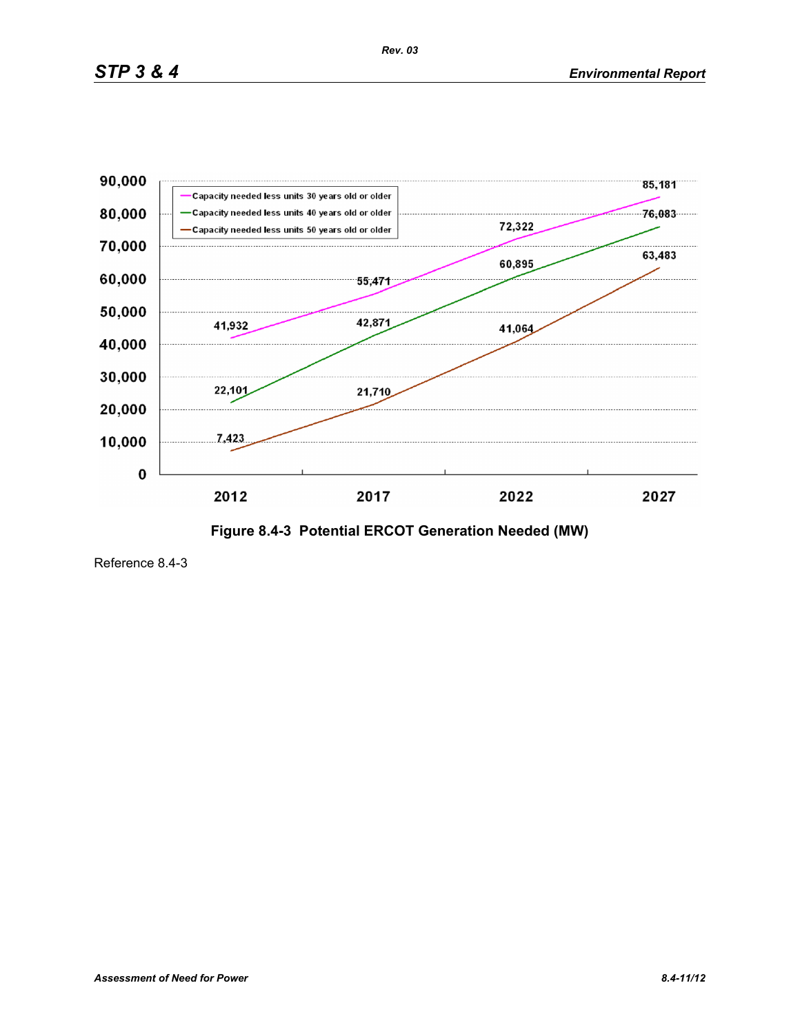90,000
80,000
70,000
60,000
50,000
40,000
30,000
20,000
10,000
0

Capacity needed less units 30 years old or older
Capacity needed less units 40 years old or older
Capacity needed less units 50 years old or older

85,181
76,083
72,322
63,483
60,895
55,471
41,932
42,871
41,064
22,101
21,710
7,423

2012
2017
2022
2027

**Figure 8.4-3 Potential ERCOT Generation Needed (MW)**

Reference 8.4-3